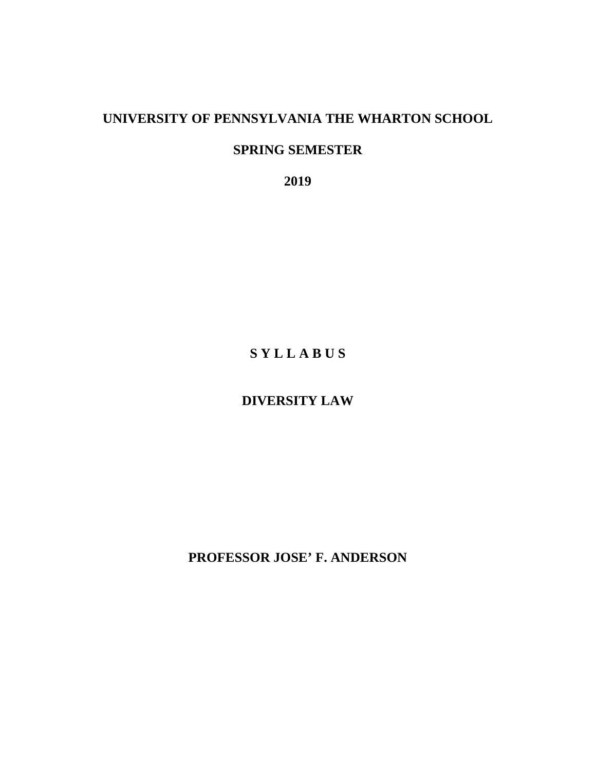**UNIVERSITY OF PENNSYLVANIA THE WHARTON SCHOOL**

**SPRING SEMESTER**

**2019**

**S Y L L A B U S**

**DIVERSITY LAW**

**PROFESSOR JOSE' F. ANDERSON**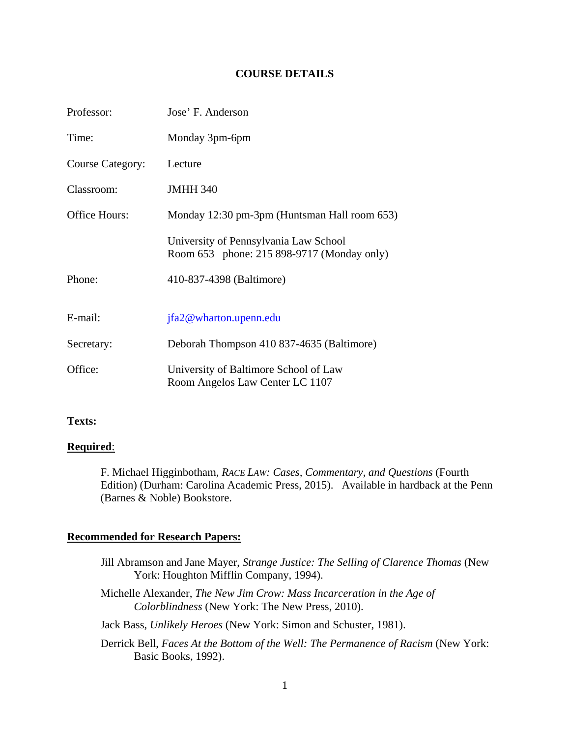**COURSE DETAILS**

| | |
|---|---|
| Professor: | Jose' F. Anderson |
| Time: | Monday 3pm-6pm |
| Course Category: | Lecture |
| Classroom: | JMHH 340 |
| Office Hours: | Monday 12:30 pm-3pm (Huntsman Hall room 653) |
| | University of Pennsylvania Law School<br>Room 653 phone: 215 898-9717 (Monday only) |
| Phone: | 410-837-4398 (Baltimore) |
| E-mail: | jfa2@wharton.upenn.edu |
| Secretary: | Deborah Thompson 410 837-4635 (Baltimore) |
| Office: | University of Baltimore School of Law<br>Room Angelos Law Center LC 1107 |

**Texts:**

**Required**:

F. Michael Higginbotham, *RACE LAW: Cases, Commentary, and Questions* (Fourth Edition) (Durham: Carolina Academic Press, 2015). Available in hardback at the Penn (Barnes & Noble) Bookstore.

**Recommended for Research Papers:**

Jill Abramson and Jane Mayer, *Strange Justice: The Selling of Clarence Thomas* (New York: Houghton Mifflin Company, 1994).

Michelle Alexander, *The New Jim Crow: Mass Incarceration in the Age of Colorblindness* (New York: The New Press, 2010).

Jack Bass, *Unlikely Heroes* (New York: Simon and Schuster, 1981).

Derrick Bell, *Faces At the Bottom of the Well: The Permanence of Racism* (New York: Basic Books, 1992).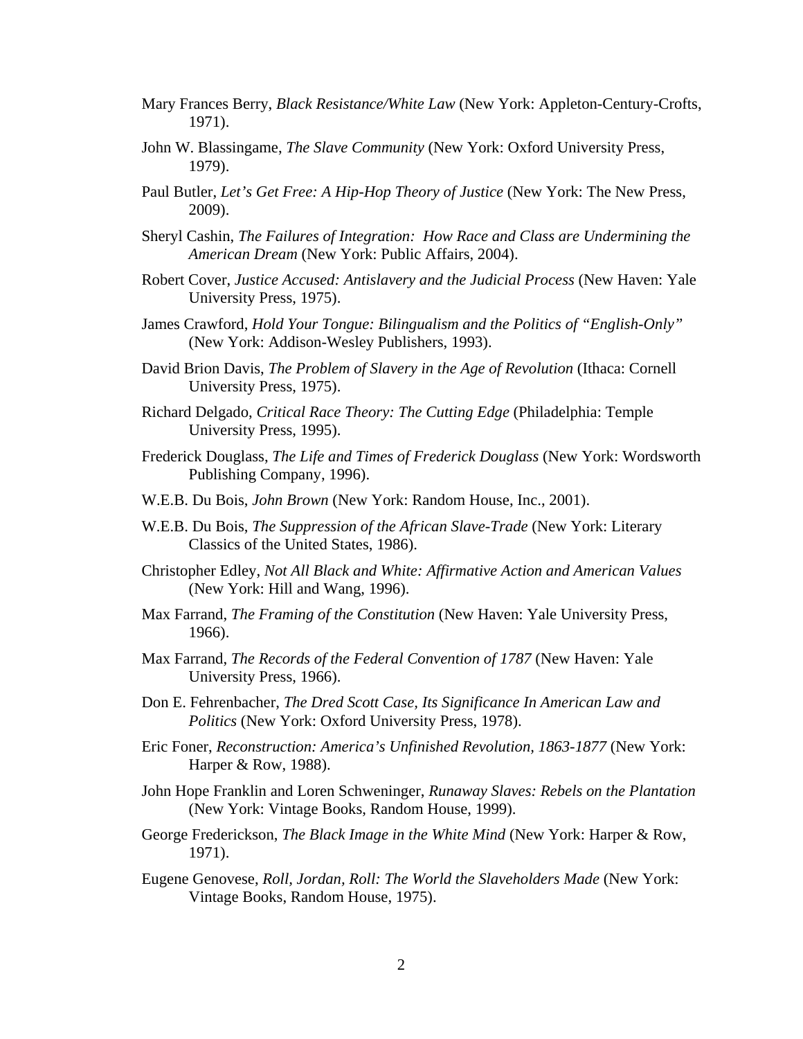Mary Frances Berry, *Black Resistance/White Law* (New York: Appleton-Century-Crofts, 1971).

John W. Blassingame, *The Slave Community* (New York: Oxford University Press, 1979).

Paul Butler, *Let's Get Free: A Hip-Hop Theory of Justice* (New York: The New Press, 2009).

Sheryl Cashin, *The Failures of Integration: How Race and Class are Undermining the American Dream* (New York: Public Affairs, 2004).

Robert Cover, *Justice Accused: Antislavery and the Judicial Process* (New Haven: Yale University Press, 1975).

James Crawford, *Hold Your Tongue: Bilingualism and the Politics of "English-Only"* (New York: Addison-Wesley Publishers, 1993).

David Brion Davis, *The Problem of Slavery in the Age of Revolution* (Ithaca: Cornell University Press, 1975).

Richard Delgado, *Critical Race Theory: The Cutting Edge* (Philadelphia: Temple University Press, 1995).

Frederick Douglass, *The Life and Times of Frederick Douglass* (New York: Wordsworth Publishing Company, 1996).

W.E.B. Du Bois, *John Brown* (New York: Random House, Inc., 2001).

W.E.B. Du Bois, *The Suppression of the African Slave-Trade* (New York: Literary Classics of the United States, 1986).

Christopher Edley, *Not All Black and White: Affirmative Action and American Values* (New York: Hill and Wang, 1996).

Max Farrand, *The Framing of the Constitution* (New Haven: Yale University Press, 1966).

Max Farrand, *The Records of the Federal Convention of 1787* (New Haven: Yale University Press, 1966).

Don E. Fehrenbacher, *The Dred Scott Case, Its Significance In American Law and Politics* (New York: Oxford University Press, 1978).

Eric Foner, *Reconstruction: America's Unfinished Revolution, 1863-1877* (New York: Harper & Row, 1988).

John Hope Franklin and Loren Schweninger, *Runaway Slaves: Rebels on the Plantation* (New York: Vintage Books, Random House, 1999).

George Frederickson, *The Black Image in the White Mind* (New York: Harper & Row, 1971).

Eugene Genovese, *Roll, Jordan, Roll: The World the Slaveholders Made* (New York: Vintage Books, Random House, 1975).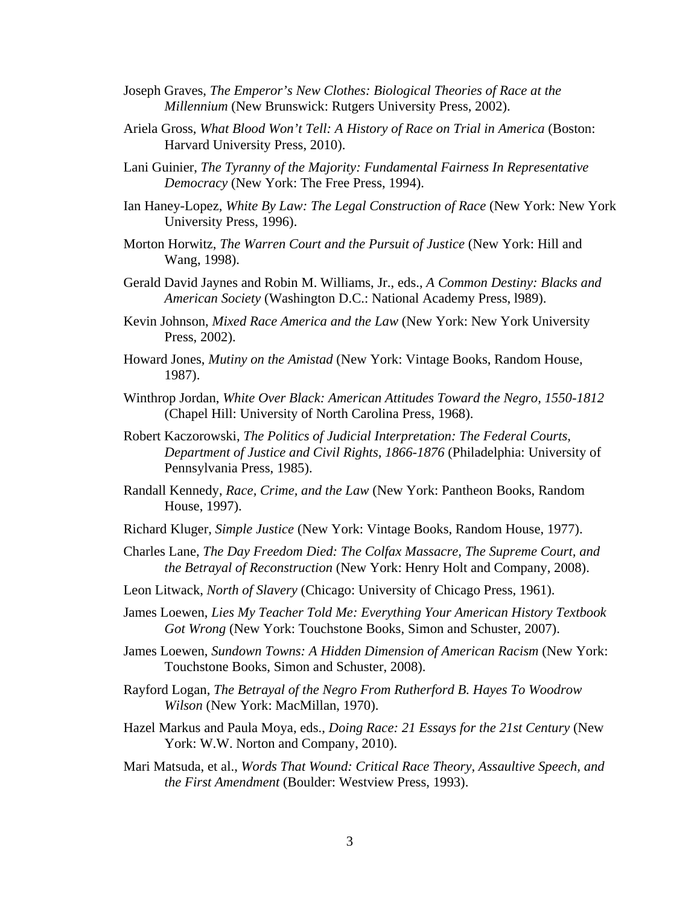Joseph Graves, *The Emperor's New Clothes: Biological Theories of Race at the Millennium* (New Brunswick: Rutgers University Press, 2002).

Ariela Gross, *What Blood Won't Tell: A History of Race on Trial in America* (Boston: Harvard University Press, 2010).

Lani Guinier, *The Tyranny of the Majority: Fundamental Fairness In Representative Democracy* (New York: The Free Press, 1994).

Ian Haney-Lopez, *White By Law: The Legal Construction of Race* (New York: New York University Press, 1996).

Morton Horwitz, *The Warren Court and the Pursuit of Justice* (New York: Hill and Wang, 1998).

Gerald David Jaynes and Robin M. Williams, Jr., eds., *A Common Destiny: Blacks and American Society* (Washington D.C.: National Academy Press, l989).

Kevin Johnson, *Mixed Race America and the Law* (New York: New York University Press, 2002).

Howard Jones, *Mutiny on the Amistad* (New York: Vintage Books, Random House, 1987).

Winthrop Jordan, *White Over Black: American Attitudes Toward the Negro, 1550-1812* (Chapel Hill: University of North Carolina Press, 1968).

Robert Kaczorowski, *The Politics of Judicial Interpretation: The Federal Courts, Department of Justice and Civil Rights, 1866-1876* (Philadelphia: University of Pennsylvania Press, 1985).

Randall Kennedy, *Race, Crime, and the Law* (New York: Pantheon Books, Random House, 1997).

Richard Kluger, *Simple Justice* (New York: Vintage Books, Random House, 1977).

Charles Lane, *The Day Freedom Died: The Colfax Massacre, The Supreme Court, and the Betrayal of Reconstruction* (New York: Henry Holt and Company, 2008).

Leon Litwack, *North of Slavery* (Chicago: University of Chicago Press, 1961).

James Loewen, *Lies My Teacher Told Me: Everything Your American History Textbook Got Wrong* (New York: Touchstone Books, Simon and Schuster, 2007).

James Loewen, *Sundown Towns: A Hidden Dimension of American Racism* (New York: Touchstone Books, Simon and Schuster, 2008).

Rayford Logan, *The Betrayal of the Negro From Rutherford B. Hayes To Woodrow Wilson* (New York: MacMillan, 1970).

Hazel Markus and Paula Moya, eds., *Doing Race: 21 Essays for the 21st Century* (New York: W.W. Norton and Company, 2010).

Mari Matsuda, et al., *Words That Wound: Critical Race Theory, Assaultive Speech, and the First Amendment* (Boulder: Westview Press, 1993).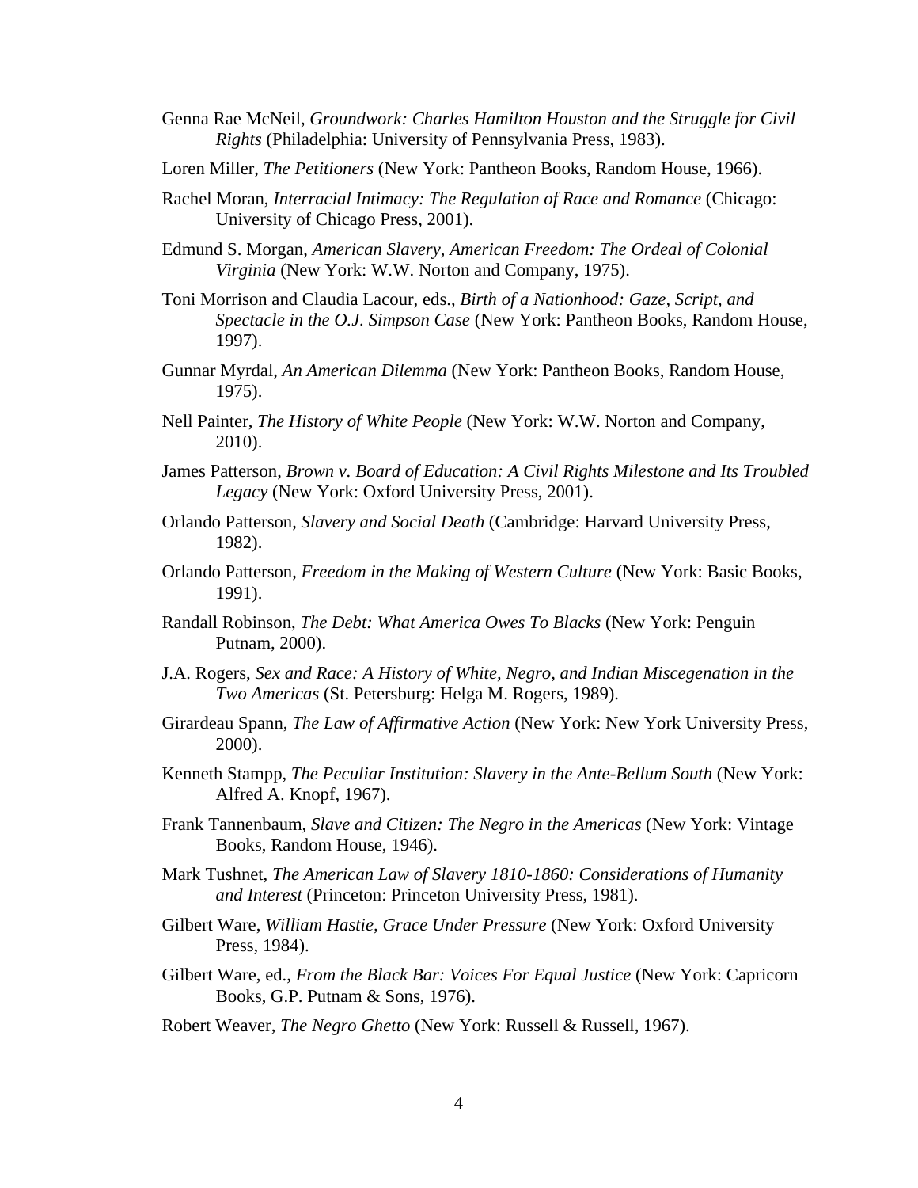Genna Rae McNeil, *Groundwork: Charles Hamilton Houston and the Struggle for Civil Rights* (Philadelphia: University of Pennsylvania Press, 1983).

Loren Miller, *The Petitioners* (New York: Pantheon Books, Random House, 1966).

Rachel Moran, *Interracial Intimacy: The Regulation of Race and Romance* (Chicago: University of Chicago Press, 2001).

Edmund S. Morgan, *American Slavery, American Freedom: The Ordeal of Colonial Virginia* (New York: W.W. Norton and Company, 1975).

Toni Morrison and Claudia Lacour, eds., *Birth of a Nationhood: Gaze, Script, and Spectacle in the O.J. Simpson Case* (New York: Pantheon Books, Random House, 1997).

Gunnar Myrdal, *An American Dilemma* (New York: Pantheon Books, Random House, 1975).

Nell Painter, *The History of White People* (New York: W.W. Norton and Company, 2010).

James Patterson, *Brown v. Board of Education: A Civil Rights Milestone and Its Troubled Legacy* (New York: Oxford University Press, 2001).

Orlando Patterson, *Slavery and Social Death* (Cambridge: Harvard University Press, 1982).

Orlando Patterson, *Freedom in the Making of Western Culture* (New York: Basic Books, 1991).

Randall Robinson, *The Debt: What America Owes To Blacks* (New York: Penguin Putnam, 2000).

J.A. Rogers, *Sex and Race: A History of White, Negro, and Indian Miscegenation in the Two Americas* (St. Petersburg: Helga M. Rogers, 1989).

Girardeau Spann, *The Law of Affirmative Action* (New York: New York University Press, 2000).

Kenneth Stampp, *The Peculiar Institution: Slavery in the Ante-Bellum South* (New York: Alfred A. Knopf, 1967).

Frank Tannenbaum, *Slave and Citizen: The Negro in the Americas* (New York: Vintage Books, Random House, 1946).

Mark Tushnet, *The American Law of Slavery 1810-1860: Considerations of Humanity and Interest* (Princeton: Princeton University Press, 1981).

Gilbert Ware, *William Hastie, Grace Under Pressure* (New York: Oxford University Press, 1984).

Gilbert Ware, ed., *From the Black Bar: Voices For Equal Justice* (New York: Capricorn Books, G.P. Putnam & Sons, 1976).

Robert Weaver, *The Negro Ghetto* (New York: Russell & Russell, 1967).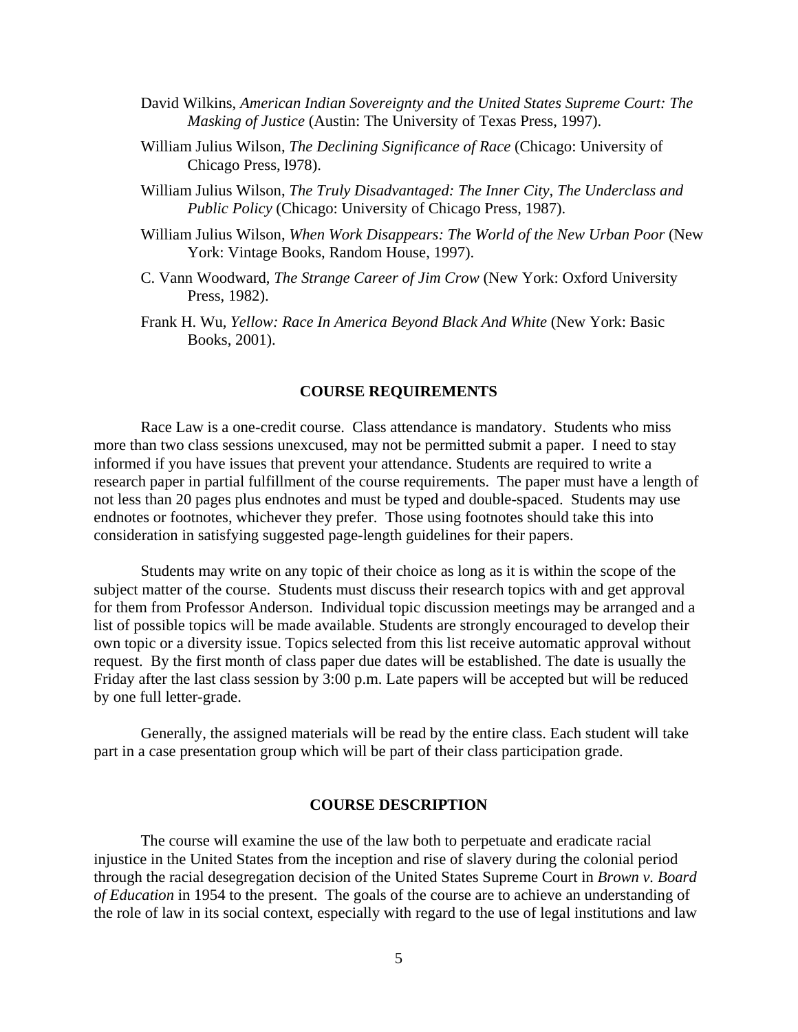David Wilkins, *American Indian Sovereignty and the United States Supreme Court: The Masking of Justice* (Austin: The University of Texas Press, 1997).

William Julius Wilson, *The Declining Significance of Race* (Chicago: University of Chicago Press, l978).

William Julius Wilson, *The Truly Disadvantaged: The Inner City, The Underclass and Public Policy* (Chicago: University of Chicago Press, 1987).

William Julius Wilson, *When Work Disappears: The World of the New Urban Poor* (New York: Vintage Books, Random House, 1997).

C. Vann Woodward, *The Strange Career of Jim Crow* (New York: Oxford University Press, 1982).

Frank H. Wu, *Yellow: Race In America Beyond Black And White* (New York: Basic Books, 2001).

## COURSE REQUIREMENTS

Race Law is a one-credit course. Class attendance is mandatory. Students who miss more than two class sessions unexcused, may not be permitted submit a paper. I need to stay informed if you have issues that prevent your attendance. Students are required to write a research paper in partial fulfillment of the course requirements. The paper must have a length of not less than 20 pages plus endnotes and must be typed and double-spaced. Students may use endnotes or footnotes, whichever they prefer. Those using footnotes should take this into consideration in satisfying suggested page-length guidelines for their papers.

Students may write on any topic of their choice as long as it is within the scope of the subject matter of the course. Students must discuss their research topics with and get approval for them from Professor Anderson. Individual topic discussion meetings may be arranged and a list of possible topics will be made available. Students are strongly encouraged to develop their own topic or a diversity issue. Topics selected from this list receive automatic approval without request. By the first month of class paper due dates will be established. The date is usually the Friday after the last class session by 3:00 p.m. Late papers will be accepted but will be reduced by one full letter-grade.

Generally, the assigned materials will be read by the entire class. Each student will take part in a case presentation group which will be part of their class participation grade.

## COURSE DESCRIPTION

The course will examine the use of the law both to perpetuate and eradicate racial injustice in the United States from the inception and rise of slavery during the colonial period through the racial desegregation decision of the United States Supreme Court in *Brown v. Board of Education* in 1954 to the present. The goals of the course are to achieve an understanding of the role of law in its social context, especially with regard to the use of legal institutions and law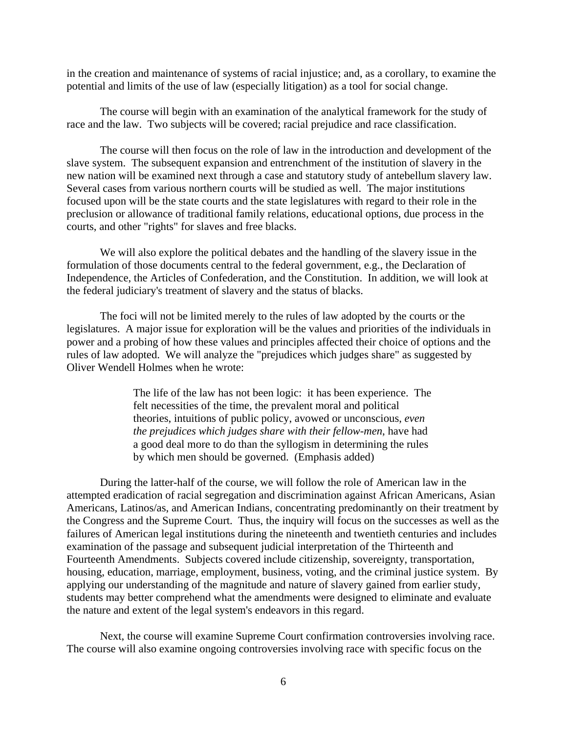in the creation and maintenance of systems of racial injustice; and, as a corollary, to examine the potential and limits of the use of law (especially litigation) as a tool for social change.

The course will begin with an examination of the analytical framework for the study of race and the law. Two subjects will be covered; racial prejudice and race classification.

The course will then focus on the role of law in the introduction and development of the slave system. The subsequent expansion and entrenchment of the institution of slavery in the new nation will be examined next through a case and statutory study of antebellum slavery law. Several cases from various northern courts will be studied as well. The major institutions focused upon will be the state courts and the state legislatures with regard to their role in the preclusion or allowance of traditional family relations, educational options, due process in the courts, and other "rights" for slaves and free blacks.

We will also explore the political debates and the handling of the slavery issue in the formulation of those documents central to the federal government, e.g., the Declaration of Independence, the Articles of Confederation, and the Constitution. In addition, we will look at the federal judiciary's treatment of slavery and the status of blacks.

The foci will not be limited merely to the rules of law adopted by the courts or the legislatures. A major issue for exploration will be the values and priorities of the individuals in power and a probing of how these values and principles affected their choice of options and the rules of law adopted. We will analyze the "prejudices which judges share" as suggested by Oliver Wendell Holmes when he wrote:

> The life of the law has not been logic: it has been experience. The felt necessities of the time, the prevalent moral and political theories, intuitions of public policy, avowed or unconscious, *even the prejudices which judges share with their fellow-men*, have had a good deal more to do than the syllogism in determining the rules by which men should be governed. (Emphasis added)

During the latter-half of the course, we will follow the role of American law in the attempted eradication of racial segregation and discrimination against African Americans, Asian Americans, Latinos/as, and American Indians, concentrating predominantly on their treatment by the Congress and the Supreme Court. Thus, the inquiry will focus on the successes as well as the failures of American legal institutions during the nineteenth and twentieth centuries and includes examination of the passage and subsequent judicial interpretation of the Thirteenth and Fourteenth Amendments. Subjects covered include citizenship, sovereignty, transportation, housing, education, marriage, employment, business, voting, and the criminal justice system. By applying our understanding of the magnitude and nature of slavery gained from earlier study, students may better comprehend what the amendments were designed to eliminate and evaluate the nature and extent of the legal system's endeavors in this regard.

Next, the course will examine Supreme Court confirmation controversies involving race. The course will also examine ongoing controversies involving race with specific focus on the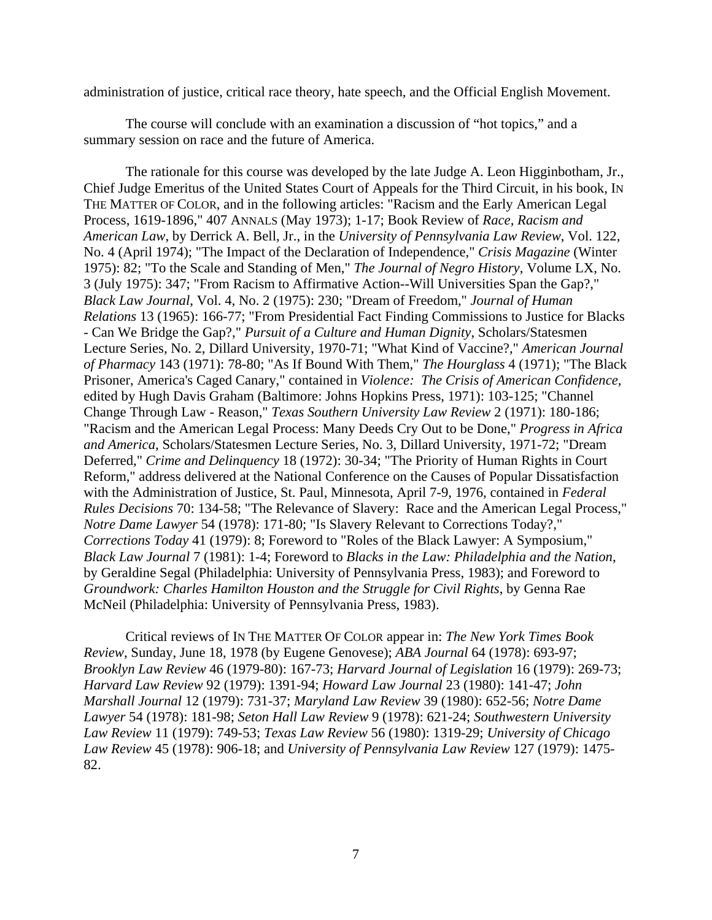administration of justice, critical race theory, hate speech, and the Official English Movement.

The course will conclude with an examination a discussion of "hot topics," and a summary session on race and the future of America.

The rationale for this course was developed by the late Judge A. Leon Higginbotham, Jr., Chief Judge Emeritus of the United States Court of Appeals for the Third Circuit, in his book, IN THE MATTER OF COLOR, and in the following articles: "Racism and the Early American Legal Process, 1619-1896," 407 ANNALS (May 1973); 1-17; Book Review of *Race, Racism and American Law*, by Derrick A. Bell, Jr., in the *University of Pennsylvania Law Review*, Vol. 122, No. 4 (April 1974); "The Impact of the Declaration of Independence," *Crisis Magazine* (Winter 1975): 82; "To the Scale and Standing of Men," *The Journal of Negro History*, Volume LX, No. 3 (July 1975): 347; "From Racism to Affirmative Action--Will Universities Span the Gap?," *Black Law Journal*, Vol. 4, No. 2 (1975): 230; "Dream of Freedom," *Journal of Human Relations* 13 (1965): 166-77; "From Presidential Fact Finding Commissions to Justice for Blacks - Can We Bridge the Gap?," *Pursuit of a Culture and Human Dignity*, Scholars/Statesmen Lecture Series, No. 2, Dillard University, 1970-71; "What Kind of Vaccine?," *American Journal of Pharmacy* 143 (1971): 78-80; "As If Bound With Them," *The Hourglass* 4 (1971); "The Black Prisoner, America's Caged Canary," contained in *Violence: The Crisis of American Confidence*, edited by Hugh Davis Graham (Baltimore: Johns Hopkins Press, 1971): 103-125; "Channel Change Through Law - Reason," *Texas Southern University Law Review* 2 (1971): 180-186; "Racism and the American Legal Process: Many Deeds Cry Out to be Done," *Progress in Africa and America*, Scholars/Statesmen Lecture Series, No. 3, Dillard University, 1971-72; "Dream Deferred," *Crime and Delinquency* 18 (1972): 30-34; "The Priority of Human Rights in Court Reform," address delivered at the National Conference on the Causes of Popular Dissatisfaction with the Administration of Justice, St. Paul, Minnesota, April 7-9, 1976, contained in *Federal Rules Decisions* 70: 134-58; "The Relevance of Slavery: Race and the American Legal Process," *Notre Dame Lawyer* 54 (1978): 171-80; "Is Slavery Relevant to Corrections Today?," *Corrections Today* 41 (1979): 8; Foreword to "Roles of the Black Lawyer: A Symposium," *Black Law Journal* 7 (1981): 1-4; Foreword to *Blacks in the Law: Philadelphia and the Nation*, by Geraldine Segal (Philadelphia: University of Pennsylvania Press, 1983); and Foreword to *Groundwork: Charles Hamilton Houston and the Struggle for Civil Rights*, by Genna Rae McNeil (Philadelphia: University of Pennsylvania Press, 1983).

Critical reviews of IN THE MATTER OF COLOR appear in: *The New York Times Book Review*, Sunday, June 18, 1978 (by Eugene Genovese); *ABA Journal* 64 (1978): 693-97; *Brooklyn Law Review* 46 (1979-80): 167-73; *Harvard Journal of Legislation* 16 (1979): 269-73; *Harvard Law Review* 92 (1979): 1391-94; *Howard Law Journal* 23 (1980): 141-47; *John Marshall Journal* 12 (1979): 731-37; *Maryland Law Review* 39 (1980): 652-56; *Notre Dame Lawyer* 54 (1978): 181-98; *Seton Hall Law Review* 9 (1978): 621-24; *Southwestern University Law Review* 11 (1979): 749-53; *Texas Law Review* 56 (1980): 1319-29; *University of Chicago Law Review* 45 (1978): 906-18; and *University of Pennsylvania Law Review* 127 (1979): 1475-82.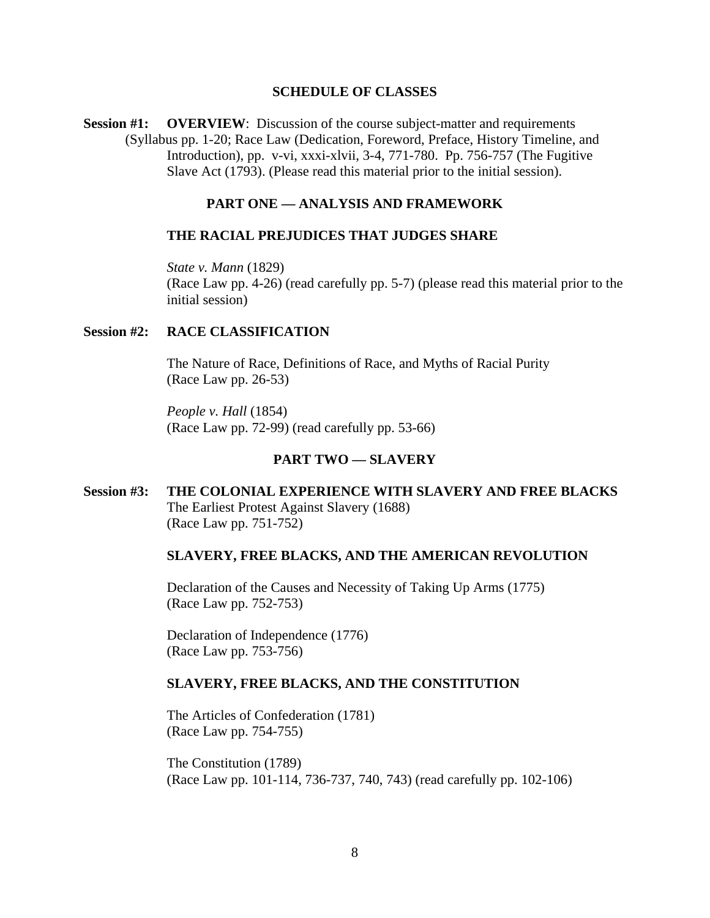## SCHEDULE OF CLASSES

**Session #1:** **OVERVIEW**: Discussion of the course subject-matter and requirements (Syllabus pp. 1-20; Race Law (Dedication, Foreword, Preface, History Timeline, and Introduction), pp. v-vi, xxxi-xlvii, 3-4, 771-780. Pp. 756-757 (The Fugitive Slave Act (1793). (Please read this material prior to the initial session).

### PART ONE — ANALYSIS AND FRAMEWORK

#### THE RACIAL PREJUDICES THAT JUDGES SHARE

*State v. Mann* (1829)
(Race Law pp. 4-26) (read carefully pp. 5-7) (please read this material prior to the initial session)

**Session #2:** **RACE CLASSIFICATION**

The Nature of Race, Definitions of Race, and Myths of Racial Purity
(Race Law pp. 26-53)

*People v. Hall* (1854)
(Race Law pp. 72-99) (read carefully pp. 53-66)

### PART TWO — SLAVERY

**Session #3:** **THE COLONIAL EXPERIENCE WITH SLAVERY AND FREE BLACKS**

The Earliest Protest Against Slavery (1688)
(Race Law pp. 751-752)

#### SLAVERY, FREE BLACKS, AND THE AMERICAN REVOLUTION

Declaration of the Causes and Necessity of Taking Up Arms (1775)
(Race Law pp. 752-753)

Declaration of Independence (1776)
(Race Law pp. 753-756)

#### SLAVERY, FREE BLACKS, AND THE CONSTITUTION

The Articles of Confederation (1781)
(Race Law pp. 754-755)

The Constitution (1789)
(Race Law pp. 101-114, 736-737, 740, 743) (read carefully pp. 102-106)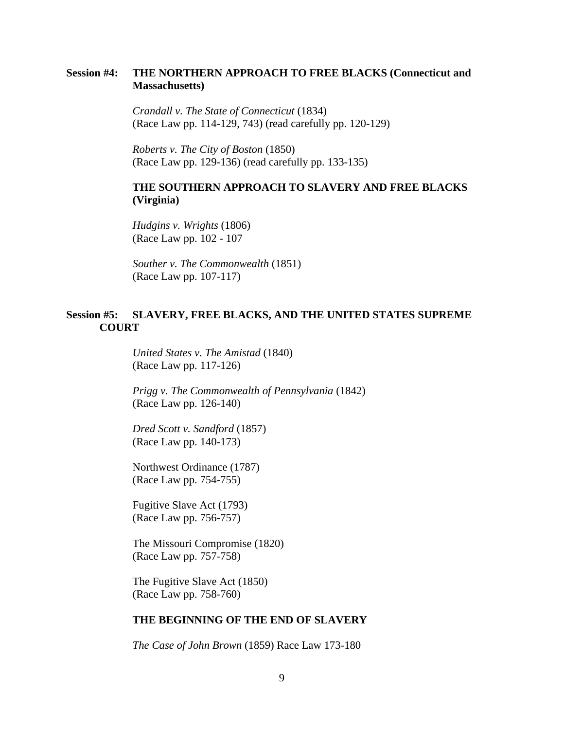**Session #4: THE NORTHERN APPROACH TO FREE BLACKS (Connecticut and Massachusetts)**

*Crandall v. The State of Connecticut* (1834)
(Race Law pp. 114-129, 743) (read carefully pp. 120-129)

*Roberts v. The City of Boston* (1850)
(Race Law pp. 129-136) (read carefully pp. 133-135)

**THE SOUTHERN APPROACH TO SLAVERY AND FREE BLACKS (Virginia)**

*Hudgins v. Wrights* (1806)
(Race Law pp. 102 - 107

*Souther v. The Commonwealth* (1851)
(Race Law pp. 107-117)

**Session #5: SLAVERY, FREE BLACKS, AND THE UNITED STATES SUPREME COURT**

*United States v. The Amistad* (1840)
(Race Law pp. 117-126)

*Prigg v. The Commonwealth of Pennsylvania* (1842)
(Race Law pp. 126-140)

*Dred Scott v. Sandford* (1857)
(Race Law pp. 140-173)

Northwest Ordinance (1787)
(Race Law pp. 754-755)

Fugitive Slave Act (1793)
(Race Law pp. 756-757)

The Missouri Compromise (1820)
(Race Law pp. 757-758)

The Fugitive Slave Act (1850)
(Race Law pp. 758-760)

**THE BEGINNING OF THE END OF SLAVERY**

*The Case of John Brown* (1859) Race Law 173-180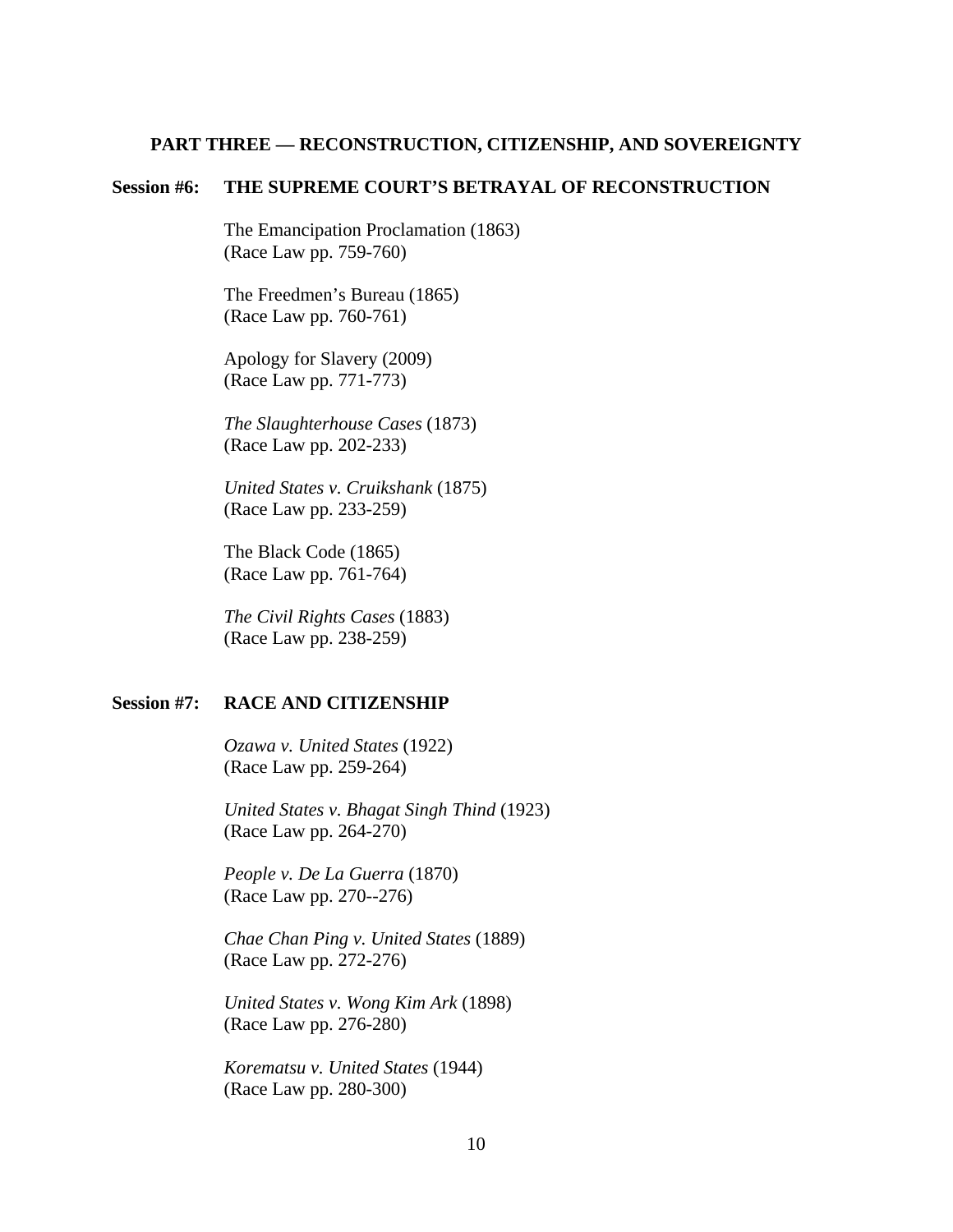## PART THREE — RECONSTRUCTION, CITIZENSHIP, AND SOVEREIGNTY

### Session #6: THE SUPREME COURT'S BETRAYAL OF RECONSTRUCTION

The Emancipation Proclamation (1863)
(Race Law pp. 759-760)

The Freedmen's Bureau (1865)
(Race Law pp. 760-761)

Apology for Slavery (2009)
(Race Law pp. 771-773)

*The Slaughterhouse Cases* (1873)
(Race Law pp. 202-233)

*United States v. Cruikshank* (1875)
(Race Law pp. 233-259)

The Black Code (1865)
(Race Law pp. 761-764)

*The Civil Rights Cases* (1883)
(Race Law pp. 238-259)

### Session #7: RACE AND CITIZENSHIP

*Ozawa v. United States* (1922)
(Race Law pp. 259-264)

*United States v. Bhagat Singh Thind* (1923)
(Race Law pp. 264-270)

*People v. De La Guerra* (1870)
(Race Law pp. 270--276)

*Chae Chan Ping v. United States* (1889)
(Race Law pp. 272-276)

*United States v. Wong Kim Ark* (1898)
(Race Law pp. 276-280)

*Korematsu v. United States* (1944)
(Race Law pp. 280-300)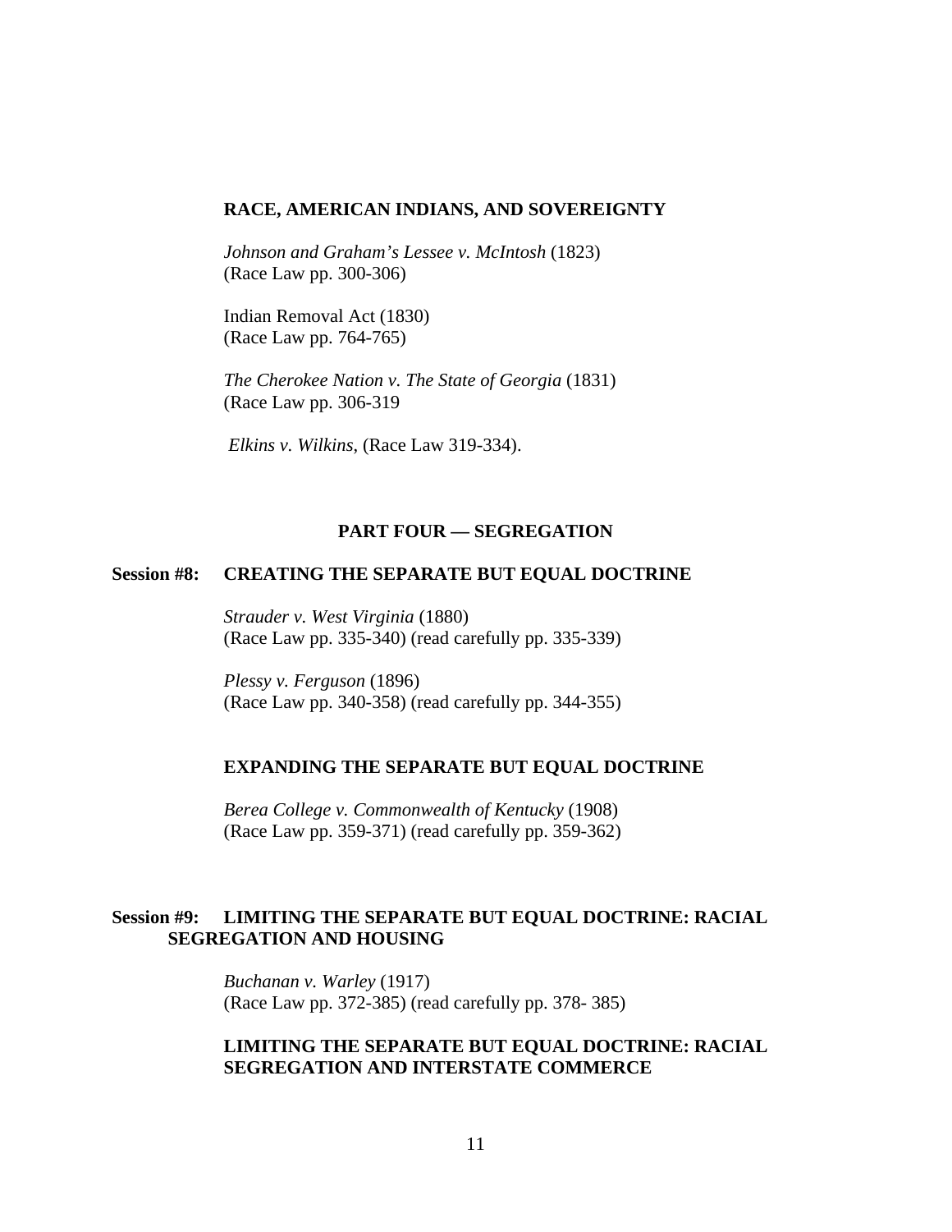**RACE, AMERICAN INDIANS, AND SOVEREIGNTY**

*Johnson and Graham's Lessee v. McIntosh* (1823)
(Race Law pp. 300-306)

Indian Removal Act (1830)
(Race Law pp. 764-765)

*The Cherokee Nation v. The State of Georgia* (1831)
(Race Law pp. 306-319

*Elkins v. Wilkins*, (Race Law 319-334).

## PART FOUR — SEGREGATION

### Session #8: CREATING THE SEPARATE BUT EQUAL DOCTRINE

*Strauder v. West Virginia* (1880)
(Race Law pp. 335-340) (read carefully pp. 335-339)

*Plessy v. Ferguson* (1896)
(Race Law pp. 340-358) (read carefully pp. 344-355)

### EXPANDING THE SEPARATE BUT EQUAL DOCTRINE

*Berea College v. Commonwealth of Kentucky* (1908)
(Race Law pp. 359-371) (read carefully pp. 359-362)

### Session #9: LIMITING THE SEPARATE BUT EQUAL DOCTRINE: RACIAL SEGREGATION AND HOUSING

*Buchanan v. Warley* (1917)
(Race Law pp. 372-385) (read carefully pp. 378- 385)

### LIMITING THE SEPARATE BUT EQUAL DOCTRINE: RACIAL SEGREGATION AND INTERSTATE COMMERCE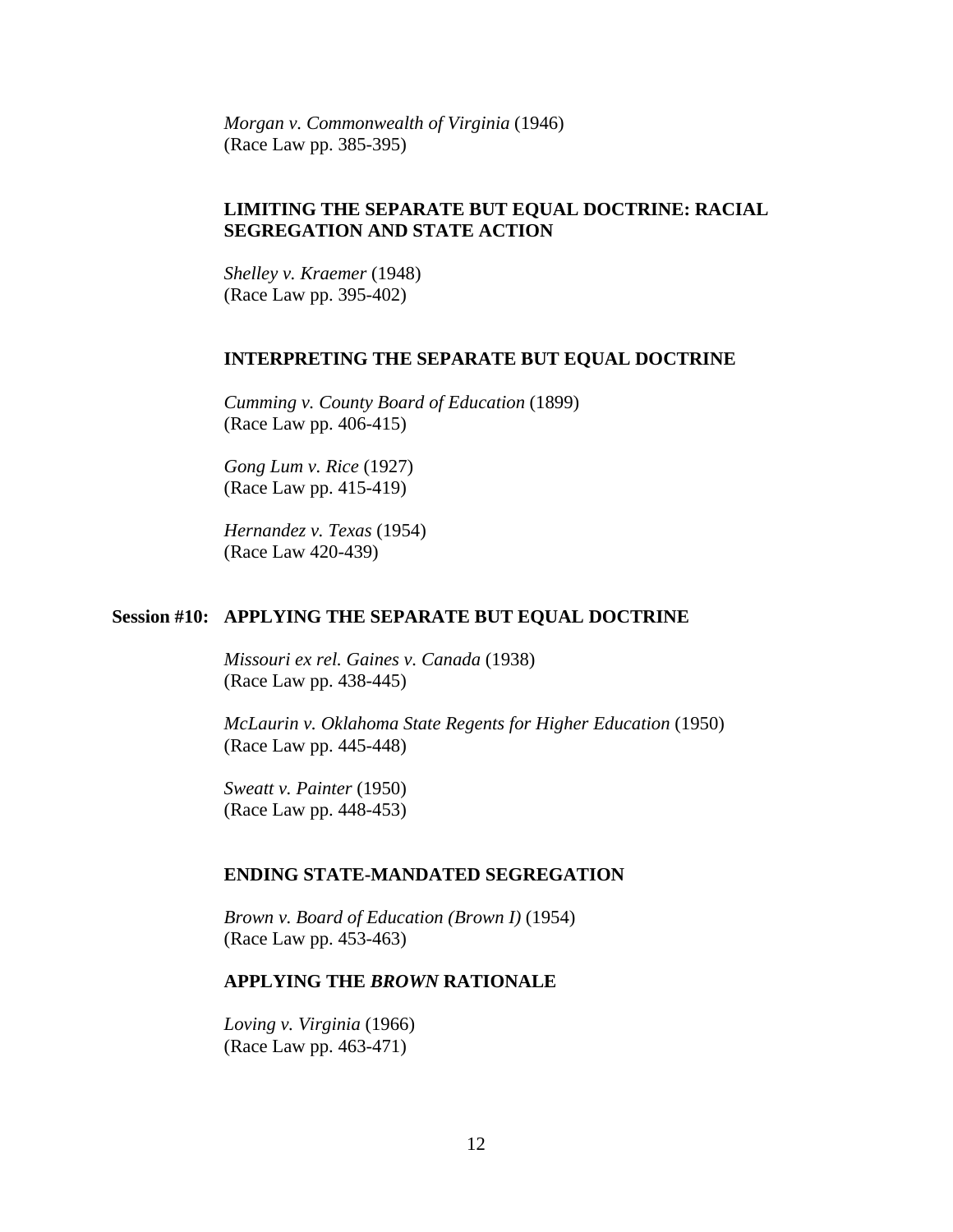*Morgan v. Commonwealth of Virginia* (1946)
(Race Law pp. 385-395)

**LIMITING THE SEPARATE BUT EQUAL DOCTRINE: RACIAL SEGREGATION AND STATE ACTION**

*Shelley v. Kraemer* (1948)
(Race Law pp. 395-402)

**INTERPRETING THE SEPARATE BUT EQUAL DOCTRINE**

*Cumming v. County Board of Education* (1899)
(Race Law pp. 406-415)

*Gong Lum v. Rice* (1927)
(Race Law pp. 415-419)

*Hernandez v. Texas* (1954)
(Race Law 420-439)

**Session #10: APPLYING THE SEPARATE BUT EQUAL DOCTRINE**

*Missouri ex rel. Gaines v. Canada* (1938)
(Race Law pp. 438-445)

*McLaurin v. Oklahoma State Regents for Higher Education* (1950)
(Race Law pp. 445-448)

*Sweatt v. Painter* (1950)
(Race Law pp. 448-453)

**ENDING STATE-MANDATED SEGREGATION**

*Brown v. Board of Education (Brown I)* (1954)
(Race Law pp. 453-463)

**APPLYING THE *BROWN* RATIONALE**

*Loving v. Virginia* (1966)
(Race Law pp. 463-471)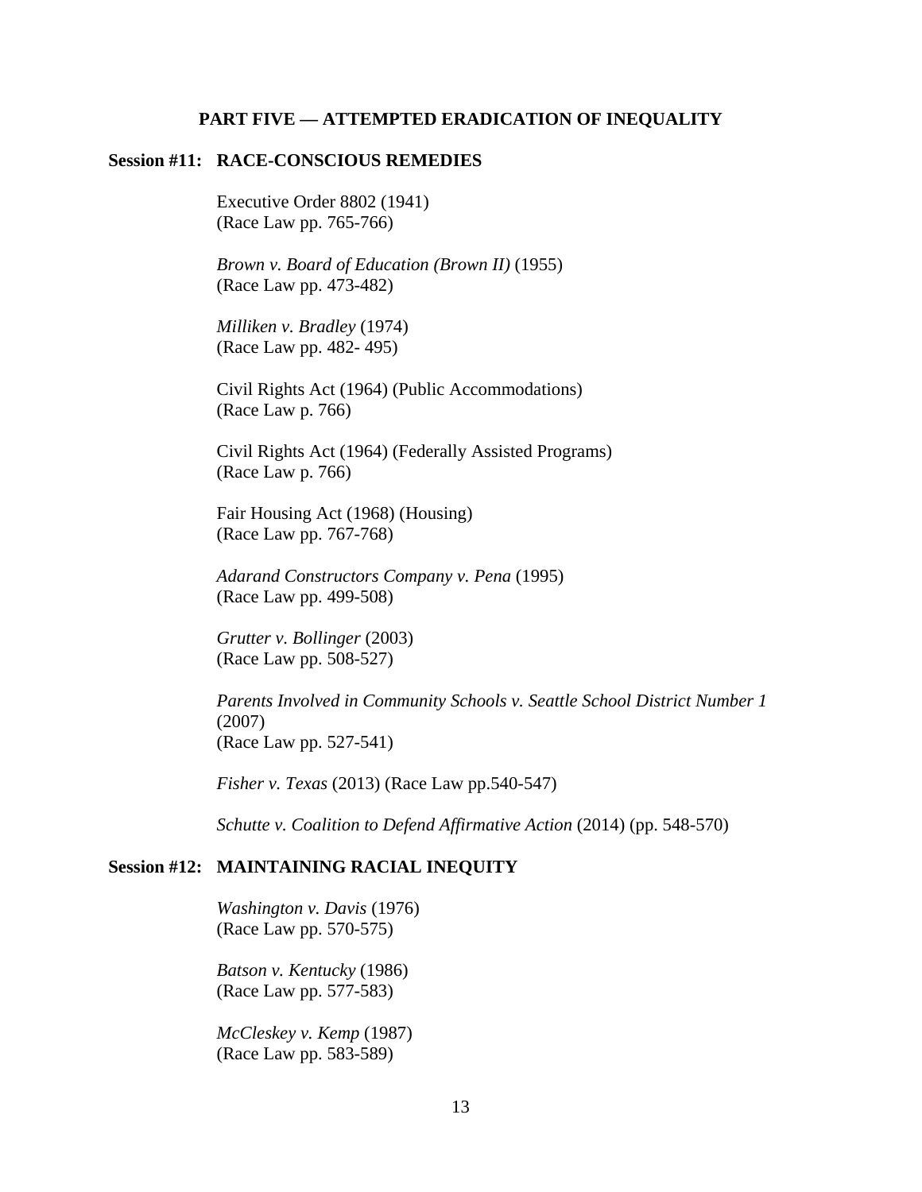## PART FIVE — ATTEMPTED ERADICATION OF INEQUALITY

### Session #11: RACE-CONSCIOUS REMEDIES

Executive Order 8802 (1941)
(Race Law pp. 765-766)

*Brown v. Board of Education (Brown II)* (1955)
(Race Law pp. 473-482)

*Milliken v. Bradley* (1974)
(Race Law pp. 482- 495)

Civil Rights Act (1964) (Public Accommodations)
(Race Law p. 766)

Civil Rights Act (1964) (Federally Assisted Programs)
(Race Law p. 766)

Fair Housing Act (1968) (Housing)
(Race Law pp. 767-768)

*Adarand Constructors Company v. Pena* (1995)
(Race Law pp. 499-508)

*Grutter v. Bollinger* (2003)
(Race Law pp. 508-527)

*Parents Involved in Community Schools v. Seattle School District Number 1* (2007)
(Race Law pp. 527-541)

*Fisher v. Texas* (2013) (Race Law pp.540-547)

*Schutte v. Coalition to Defend Affirmative Action* (2014) (pp. 548-570)

### Session #12: MAINTAINING RACIAL INEQUITY

*Washington v. Davis* (1976)
(Race Law pp. 570-575)

*Batson v. Kentucky* (1986)
(Race Law pp. 577-583)

*McCleskey v. Kemp* (1987)
(Race Law pp. 583-589)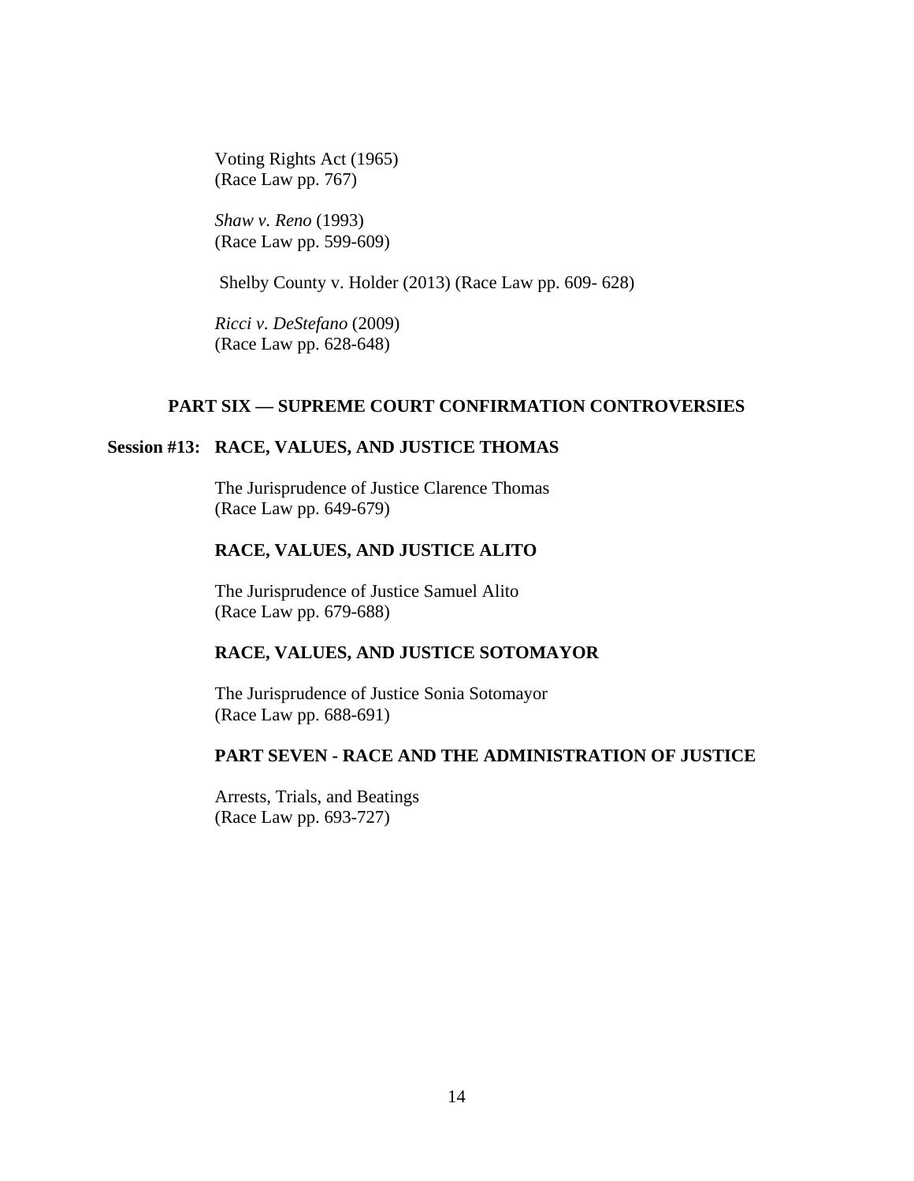Voting Rights Act (1965)
(Race Law pp. 767)

*Shaw v. Reno* (1993)
(Race Law pp. 599-609)

Shelby County v. Holder (2013) (Race Law pp. 609- 628)

*Ricci v. DeStefano* (2009)
(Race Law pp. 628-648)

## PART SIX — SUPREME COURT CONFIRMATION CONTROVERSIES

### Session #13: RACE, VALUES, AND JUSTICE THOMAS

The Jurisprudence of Justice Clarence Thomas
(Race Law pp. 649-679)

### RACE, VALUES, AND JUSTICE ALITO

The Jurisprudence of Justice Samuel Alito
(Race Law pp. 679-688)

### RACE, VALUES, AND JUSTICE SOTOMAYOR

The Jurisprudence of Justice Sonia Sotomayor
(Race Law pp. 688-691)

## PART SEVEN - RACE AND THE ADMINISTRATION OF JUSTICE

Arrests, Trials, and Beatings
(Race Law pp. 693-727)